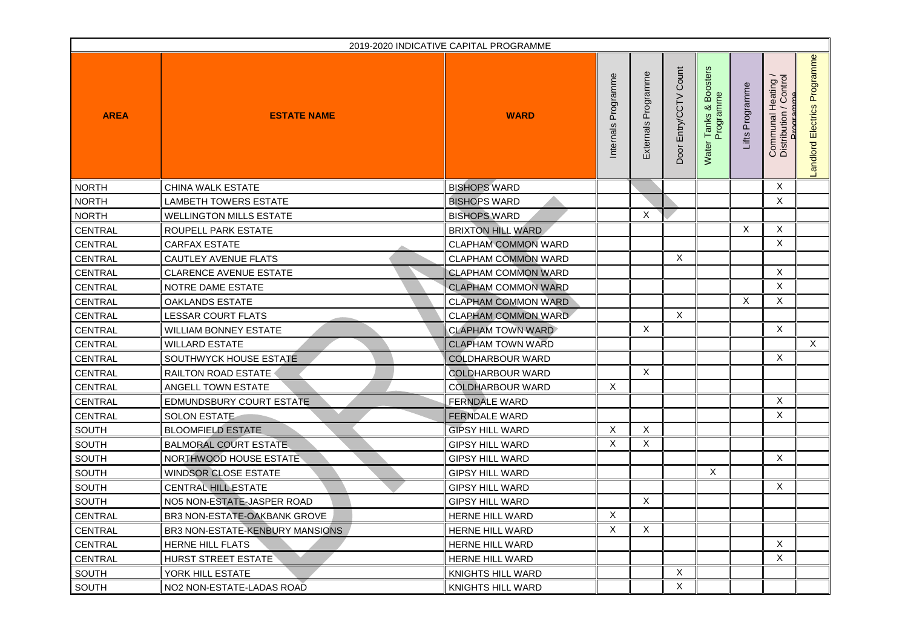| 2019-2020 INDICATIVE CAPITAL PROGRAMME | | | | | | | | | |
|---|---|---|---|---|---|---|---|---|---|
| **AREA** | **ESTATE NAME** | **WARD** | Internals Programme | Externals Programme | Door Entry/CCTV Count | Water Tanks & Boosters Programme | Lifts Programme | Communal Heating / Distribution / Control Programme | Landlord Electrics Programme |
| NORTH | CHINA WALK ESTATE | BISHOPS WARD | | | | | | X | |
| NORTH | LAMBETH TOWERS ESTATE | BISHOPS WARD | | | | | | X | |
| NORTH | WELLINGTON MILLS ESTATE | BISHOPS WARD | | X | | | | | |
| CENTRAL | ROUPELL PARK ESTATE | BRIXTON HILL WARD | | | | | X | X | |
| CENTRAL | CARFAX ESTATE | CLAPHAM COMMON WARD | | | | | | X | |
| CENTRAL | CAUTLEY AVENUE FLATS | CLAPHAM COMMON WARD | | | X | | | | |
| CENTRAL | CLARENCE AVENUE ESTATE | CLAPHAM COMMON WARD | | | | | | X | |
| CENTRAL | NOTRE DAME ESTATE | CLAPHAM COMMON WARD | | | | | | X | |
| CENTRAL | OAKLANDS ESTATE | CLAPHAM COMMON WARD | | | | | X | X | |
| CENTRAL | LESSAR COURT FLATS | CLAPHAM COMMON WARD | | | X | | | | |
| CENTRAL | WILLIAM BONNEY ESTATE | CLAPHAM TOWN WARD | | X | | | | X | |
| CENTRAL | WILLARD ESTATE | CLAPHAM TOWN WARD | | | | | | | X |
| CENTRAL | SOUTHWYCK HOUSE ESTATE | COLDHARBOUR WARD | | | | | | X | |
| CENTRAL | RAILTON ROAD ESTATE | COLDHARBOUR WARD | | X | | | | | |
| CENTRAL | ANGELL TOWN ESTATE | COLDHARBOUR WARD | X | | | | | | |
| CENTRAL | EDMUNDSBURY COURT ESTATE | FERNDALE WARD | | | | | | X | |
| CENTRAL | SOLON ESTATE | FERNDALE WARD | | | | | | X | |
| SOUTH | BLOOMFIELD ESTATE | GIPSY HILL WARD | X | X | | | | | |
| SOUTH | BALMORAL COURT ESTATE | GIPSY HILL WARD | X | X | | | | | |
| SOUTH | NORTHWOOD HOUSE ESTATE | GIPSY HILL WARD | | | | | | X | |
| SOUTH | WINDSOR CLOSE ESTATE | GIPSY HILL WARD | | | | X | | | |
| SOUTH | CENTRAL HILL ESTATE | GIPSY HILL WARD | | | | | | X | |
| SOUTH | NO5 NON-ESTATE-JASPER ROAD | GIPSY HILL WARD | | X | | | | | |
| CENTRAL | BR3 NON-ESTATE-OAKBANK GROVE | HERNE HILL WARD | X | | | | | | |
| CENTRAL | BR3 NON-ESTATE-KENBURY MANSIONS | HERNE HILL WARD | X | X | | | | | |
| CENTRAL | HERNE HILL FLATS | HERNE HILL WARD | | | | | | X | |
| CENTRAL | HURST STREET ESTATE | HERNE HILL WARD | | | | | | X | |
| SOUTH | YORK HILL ESTATE | KNIGHTS HILL WARD | | | X | | | | |
| SOUTH | NO2 NON-ESTATE-LADAS ROAD | KNIGHTS HILL WARD | | | X | | | | |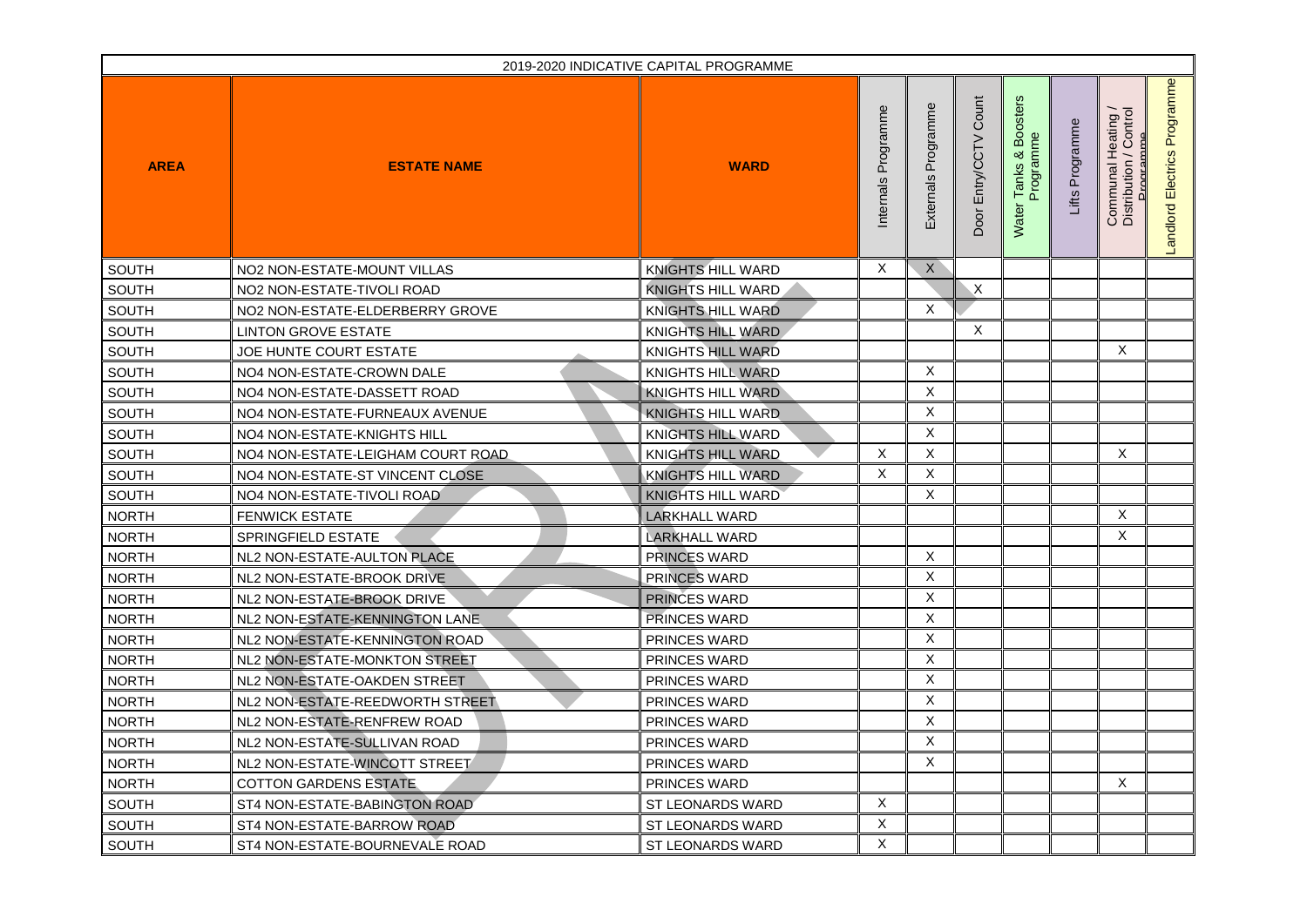| 2019-2020 INDICATIVE CAPITAL PROGRAMME | | | | | | | | | |
|---|---|---|---|---|---|---|---|---|---|
| **AREA** | **ESTATE NAME** | **WARD** | Internals Programme | Externals Programme | Door Entry/CCTV Count | Water Tanks & Boosters Programme | Lifts Programme | Communal Heating / Distribution / Control Programme | Landlord Electrics Programme |
| SOUTH | NO2 NON-ESTATE-MOUNT VILLAS | KNIGHTS HILL WARD | X | X | | | | | |
| SOUTH | NO2 NON-ESTATE-TIVOLI ROAD | KNIGHTS HILL WARD | | | X | | | | |
| SOUTH | NO2 NON-ESTATE-ELDERBERRY GROVE | KNIGHTS HILL WARD | | X | | | | | |
| SOUTH | LINTON GROVE ESTATE | KNIGHTS HILL WARD | | | X | | | | |
| SOUTH | JOE HUNTE COURT ESTATE | KNIGHTS HILL WARD | | | | | | X | |
| SOUTH | NO4 NON-ESTATE-CROWN DALE | KNIGHTS HILL WARD | | X | | | | | |
| SOUTH | NO4 NON-ESTATE-DASSETT ROAD | KNIGHTS HILL WARD | | X | | | | | |
| SOUTH | NO4 NON-ESTATE-FURNEAUX AVENUE | KNIGHTS HILL WARD | | X | | | | | |
| SOUTH | NO4 NON-ESTATE-KNIGHTS HILL | KNIGHTS HILL WARD | | X | | | | | |
| SOUTH | NO4 NON-ESTATE-LEIGHAM COURT ROAD | KNIGHTS HILL WARD | X | X | | | | X | |
| SOUTH | NO4 NON-ESTATE-ST VINCENT CLOSE | KNIGHTS HILL WARD | X | X | | | | | |
| SOUTH | NO4 NON-ESTATE-TIVOLI ROAD | KNIGHTS HILL WARD | | X | | | | | |
| NORTH | FENWICK ESTATE | LARKHALL WARD | | | | | | X | |
| NORTH | SPRINGFIELD ESTATE | LARKHALL WARD | | | | | | X | |
| NORTH | NL2 NON-ESTATE-AULTON PLACE | PRINCES WARD | | X | | | | | |
| NORTH | NL2 NON-ESTATE-BROOK DRIVE | PRINCES WARD | | X | | | | | |
| NORTH | NL2 NON-ESTATE-BROOK DRIVE | PRINCES WARD | | X | | | | | |
| NORTH | NL2 NON-ESTATE-KENNINGTON LANE | PRINCES WARD | | X | | | | | |
| NORTH | NL2 NON-ESTATE-KENNINGTON ROAD | PRINCES WARD | | X | | | | | |
| NORTH | NL2 NON-ESTATE-MONKTON STREET | PRINCES WARD | | X | | | | | |
| NORTH | NL2 NON-ESTATE-OAKDEN STREET | PRINCES WARD | | X | | | | | |
| NORTH | NL2 NON-ESTATE-REEDWORTH STREET | PRINCES WARD | | X | | | | | |
| NORTH | NL2 NON-ESTATE-RENFREW ROAD | PRINCES WARD | | X | | | | | |
| NORTH | NL2 NON-ESTATE-SULLIVAN ROAD | PRINCES WARD | | X | | | | | |
| NORTH | NL2 NON-ESTATE-WINCOTT STREET | PRINCES WARD | | X | | | | | |
| NORTH | COTTON GARDENS ESTATE | PRINCES WARD | | | | | | X | |
| SOUTH | ST4 NON-ESTATE-BABINGTON ROAD | ST LEONARDS WARD | X | | | | | | |
| SOUTH | ST4 NON-ESTATE-BARROW ROAD | ST LEONARDS WARD | X | | | | | | |
| SOUTH | ST4 NON-ESTATE-BOURNEVALE ROAD | ST LEONARDS WARD | X | | | | | | |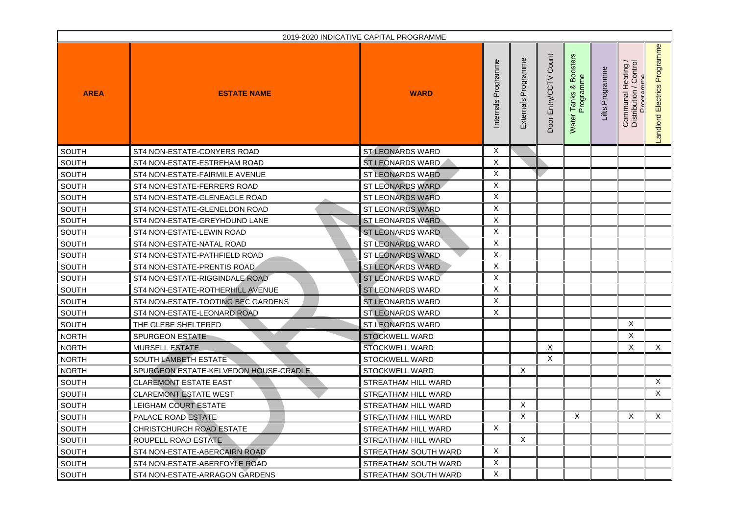| 2019-2020 INDICATIVE CAPITAL PROGRAMME | | | | | | | | | |
|---|---|---|---|---|---|---|---|---|---|
| AREA | ESTATE NAME | WARD | Internals Programme | Externals Programme | Door Entry/CCTV Count | Water Tanks & Boosters Programme | Lifts Programme | Communal Heating / Distribution / Control Programme | Landlord Electrics Programme |
| SOUTH | ST4 NON-ESTATE-CONYERS ROAD | ST LEONARDS WARD | X | | | | | | |
| SOUTH | ST4 NON-ESTATE-ESTREHAM ROAD | ST LEONARDS WARD | X | | | | | | |
| SOUTH | ST4 NON-ESTATE-FAIRMILE AVENUE | ST LEONARDS WARD | X | | | | | | |
| SOUTH | ST4 NON-ESTATE-FERRERS ROAD | ST LEONARDS WARD | X | | | | | | |
| SOUTH | ST4 NON-ESTATE-GLENEAGLE ROAD | ST LEONARDS WARD | X | | | | | | |
| SOUTH | ST4 NON-ESTATE-GLENELDON ROAD | ST LEONARDS WARD | X | | | | | | |
| SOUTH | ST4 NON-ESTATE-GREYHOUND LANE | ST LEONARDS WARD | X | | | | | | |
| SOUTH | ST4 NON-ESTATE-LEWIN ROAD | ST LEONARDS WARD | X | | | | | | |
| SOUTH | ST4 NON-ESTATE-NATAL ROAD | ST LEONARDS WARD | X | | | | | | |
| SOUTH | ST4 NON-ESTATE-PATHFIELD ROAD | ST LEONARDS WARD | X | | | | | | |
| SOUTH | ST4 NON-ESTATE-PRENTIS ROAD | ST LEONARDS WARD | X | | | | | | |
| SOUTH | ST4 NON-ESTATE-RIGGINDALE ROAD | ST LEONARDS WARD | X | | | | | | |
| SOUTH | ST4 NON-ESTATE-ROTHERHILL AVENUE | ST LEONARDS WARD | X | | | | | | |
| SOUTH | ST4 NON-ESTATE-TOOTING BEC GARDENS | ST LEONARDS WARD | X | | | | | | |
| SOUTH | ST4 NON-ESTATE-LEONARD ROAD | ST LEONARDS WARD | X | | | | | | |
| SOUTH | THE GLEBE SHELTERED | ST LEONARDS WARD | | | | | | X | |
| NORTH | SPURGEON ESTATE | STOCKWELL WARD | | | | | | X | |
| NORTH | MURSELL ESTATE | STOCKWELL WARD | | | X | | | X | X |
| NORTH | SOUTH LAMBETH ESTATE | STOCKWELL WARD | | | X | | | | |
| NORTH | SPURGEON ESTATE-KELVEDON HOUSE-CRADLE | STOCKWELL WARD | | X | | | | | |
| SOUTH | CLAREMONT ESTATE EAST | STREATHAM HILL WARD | | | | | | | X |
| SOUTH | CLAREMONT ESTATE WEST | STREATHAM HILL WARD | | | | | | | X |
| SOUTH | LEIGHAM COURT ESTATE | STREATHAM HILL WARD | | X | | | | | |
| SOUTH | PALACE ROAD ESTATE | STREATHAM HILL WARD | | X | | X | | X | X |
| SOUTH | CHRISTCHURCH ROAD ESTATE | STREATHAM HILL WARD | X | | | | | | |
| SOUTH | ROUPELL ROAD ESTATE | STREATHAM HILL WARD | | X | | | | | |
| SOUTH | ST4 NON-ESTATE-ABERCAIRN ROAD | STREATHAM SOUTH WARD | X | | | | | | |
| SOUTH | ST4 NON-ESTATE-ABERFOYLE ROAD | STREATHAM SOUTH WARD | X | | | | | | |
| SOUTH | ST4 NON-ESTATE-ARRAGON GARDENS | STREATHAM SOUTH WARD | X | | | | | | |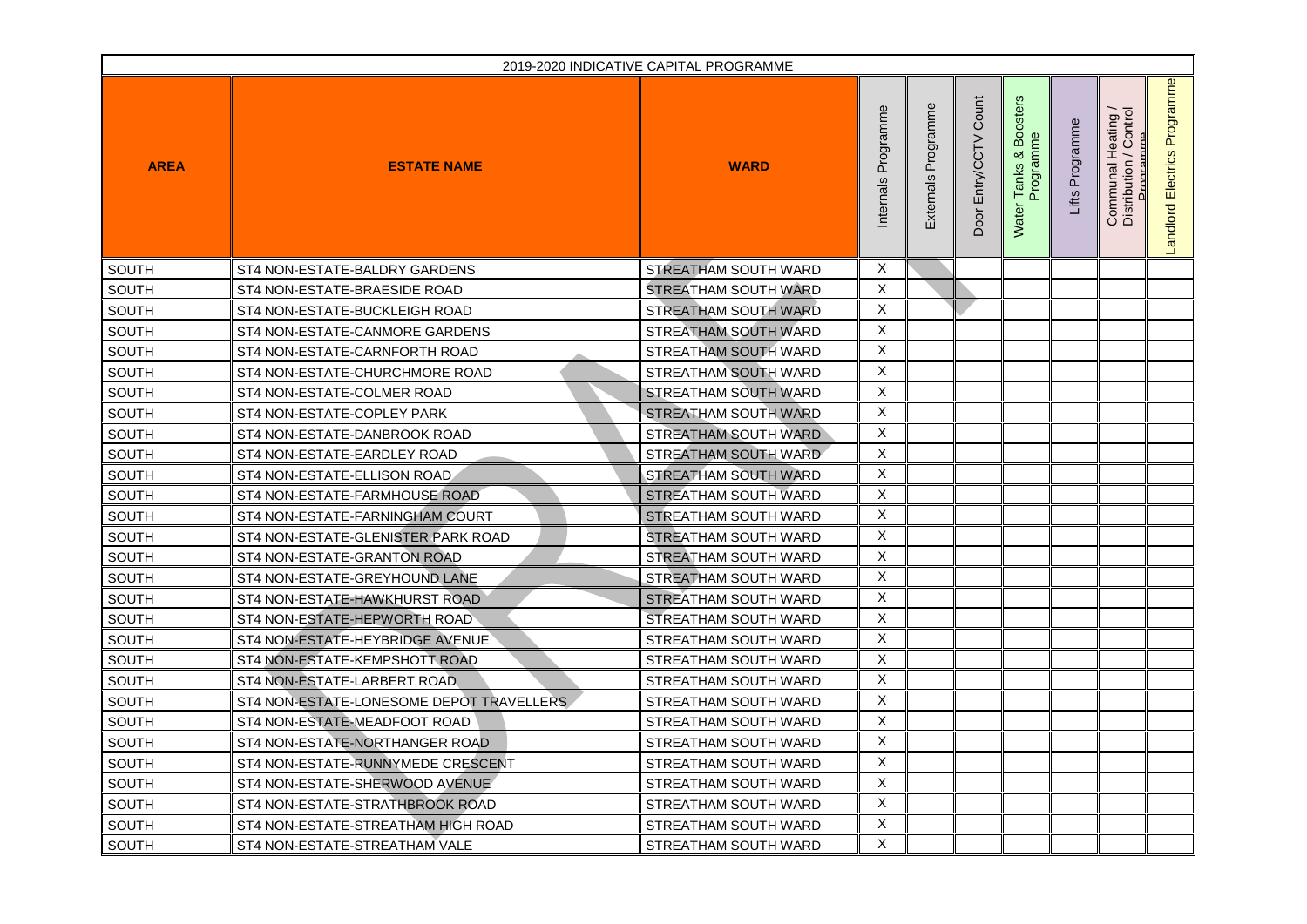| 2019-2020 INDICATIVE CAPITAL PROGRAMME | | | | | | | | | |
|---|---|---|---|---|---|---|---|---|---|
| AREA | ESTATE NAME | WARD | Internals Programme | Externals Programme | Door Entry/CCTV Count | Water Tanks & Boosters Programme | Lifts Programme | Communal Heating / Distribution / Control Programme | Landlord Electrics Programme |
| SOUTH | ST4 NON-ESTATE-BALDRY GARDENS | STREATHAM SOUTH WARD | X | | | | | | |
| SOUTH | ST4 NON-ESTATE-BRAESIDE ROAD | STREATHAM SOUTH WARD | X | | | | | | |
| SOUTH | ST4 NON-ESTATE-BUCKLEIGH ROAD | STREATHAM SOUTH WARD | X | | | | | | |
| SOUTH | ST4 NON-ESTATE-CANMORE GARDENS | STREATHAM SOUTH WARD | X | | | | | | |
| SOUTH | ST4 NON-ESTATE-CARNFORTH ROAD | STREATHAM SOUTH WARD | X | | | | | | |
| SOUTH | ST4 NON-ESTATE-CHURCHMORE ROAD | STREATHAM SOUTH WARD | X | | | | | | |
| SOUTH | ST4 NON-ESTATE-COLMER ROAD | STREATHAM SOUTH WARD | X | | | | | | |
| SOUTH | ST4 NON-ESTATE-COPLEY PARK | STREATHAM SOUTH WARD | X | | | | | | |
| SOUTH | ST4 NON-ESTATE-DANBROOK ROAD | STREATHAM SOUTH WARD | X | | | | | | |
| SOUTH | ST4 NON-ESTATE-EARDLEY ROAD | STREATHAM SOUTH WARD | X | | | | | | |
| SOUTH | ST4 NON-ESTATE-ELLISON ROAD | STREATHAM SOUTH WARD | X | | | | | | |
| SOUTH | ST4 NON-ESTATE-FARMHOUSE ROAD | STREATHAM SOUTH WARD | X | | | | | | |
| SOUTH | ST4 NON-ESTATE-FARNINGHAM COURT | STREATHAM SOUTH WARD | X | | | | | | |
| SOUTH | ST4 NON-ESTATE-GLENISTER PARK ROAD | STREATHAM SOUTH WARD | X | | | | | | |
| SOUTH | ST4 NON-ESTATE-GRANTON ROAD | STREATHAM SOUTH WARD | X | | | | | | |
| SOUTH | ST4 NON-ESTATE-GREYHOUND LANE | STREATHAM SOUTH WARD | X | | | | | | |
| SOUTH | ST4 NON-ESTATE-HAWKHURST ROAD | STREATHAM SOUTH WARD | X | | | | | | |
| SOUTH | ST4 NON-ESTATE-HEPWORTH ROAD | STREATHAM SOUTH WARD | X | | | | | | |
| SOUTH | ST4 NON-ESTATE-HEYBRIDGE AVENUE | STREATHAM SOUTH WARD | X | | | | | | |
| SOUTH | ST4 NON-ESTATE-KEMPSHOTT ROAD | STREATHAM SOUTH WARD | X | | | | | | |
| SOUTH | ST4 NON-ESTATE-LARBERT ROAD | STREATHAM SOUTH WARD | X | | | | | | |
| SOUTH | ST4 NON-ESTATE-LONESOME DEPOT TRAVELLERS | STREATHAM SOUTH WARD | X | | | | | | |
| SOUTH | ST4 NON-ESTATE-MEADFOOT ROAD | STREATHAM SOUTH WARD | X | | | | | | |
| SOUTH | ST4 NON-ESTATE-NORTHANGER ROAD | STREATHAM SOUTH WARD | X | | | | | | |
| SOUTH | ST4 NON-ESTATE-RUNNYMEDE CRESCENT | STREATHAM SOUTH WARD | X | | | | | | |
| SOUTH | ST4 NON-ESTATE-SHERWOOD AVENUE | STREATHAM SOUTH WARD | X | | | | | | |
| SOUTH | ST4 NON-ESTATE-STRATHBROOK ROAD | STREATHAM SOUTH WARD | X | | | | | | |
| SOUTH | ST4 NON-ESTATE-STREATHAM HIGH ROAD | STREATHAM SOUTH WARD | X | | | | | | |
| SOUTH | ST4 NON-ESTATE-STREATHAM VALE | STREATHAM SOUTH WARD | X | | | | | | |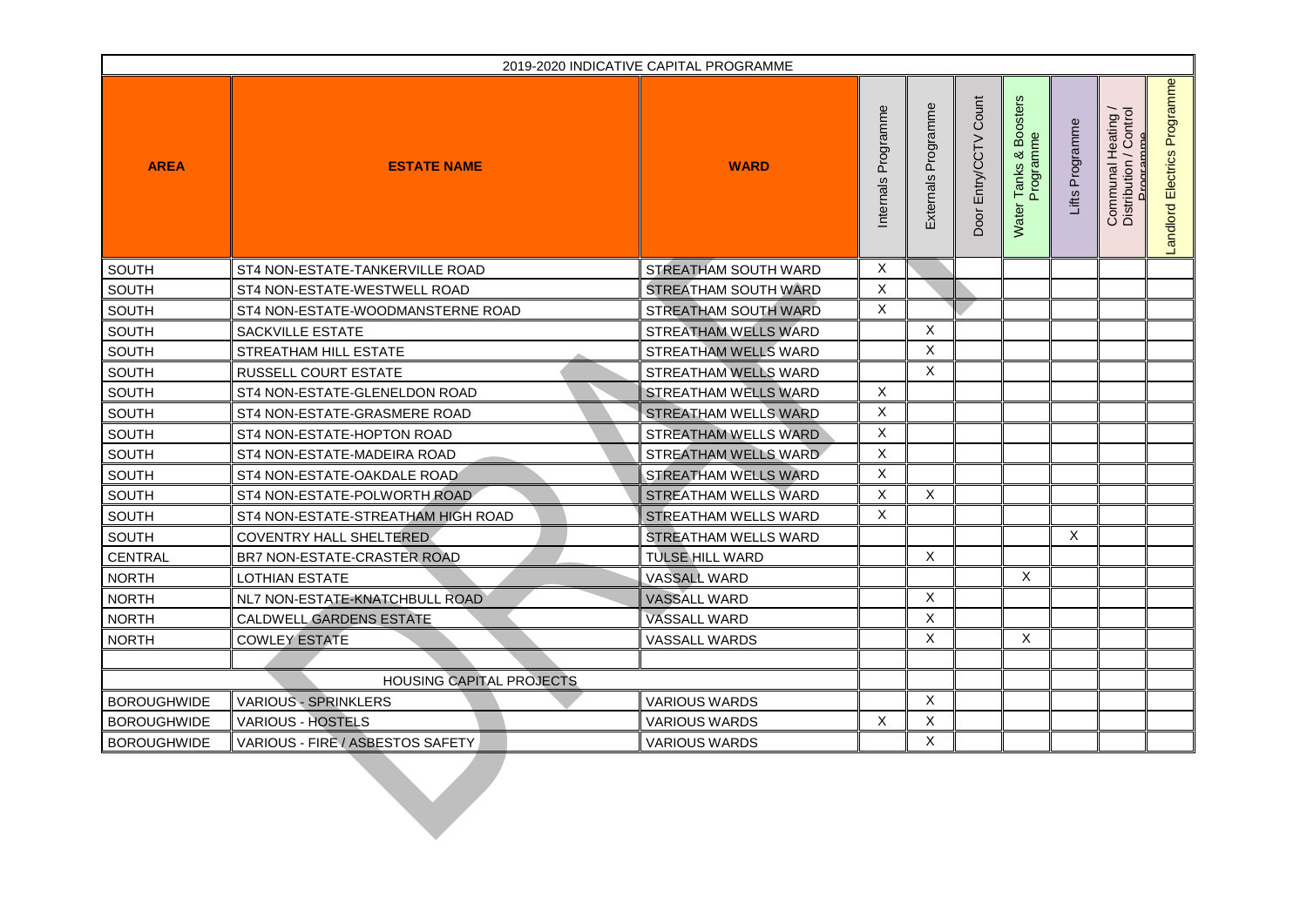| 2019-2020 INDICATIVE CAPITAL PROGRAMME | | | | | | | | | |
|---|---|---|---|---|---|---|---|---|---|
| **AREA** | **ESTATE NAME** | **WARD** | Internals Programme | Externals Programme | Door Entry/CCTV Count | Water Tanks & Boosters Programme | Lifts Programme | Communal Heating / Distribution / Control Programme | Landlord Electrics Programme |
| SOUTH | ST4 NON-ESTATE-TANKERVILLE ROAD | STREATHAM SOUTH WARD | X | | | | | | |
| SOUTH | ST4 NON-ESTATE-WESTWELL ROAD | STREATHAM SOUTH WARD | X | | | | | | |
| SOUTH | ST4 NON-ESTATE-WOODMANSTERNE ROAD | STREATHAM SOUTH WARD | X | | | | | | |
| SOUTH | SACKVILLE ESTATE | STREATHAM WELLS WARD | | X | | | | | |
| SOUTH | STREATHAM HILL ESTATE | STREATHAM WELLS WARD | | X | | | | | |
| SOUTH | RUSSELL COURT ESTATE | STREATHAM WELLS WARD | | X | | | | | |
| SOUTH | ST4 NON-ESTATE-GLENELDON ROAD | STREATHAM WELLS WARD | X | | | | | | |
| SOUTH | ST4 NON-ESTATE-GRASMERE ROAD | STREATHAM WELLS WARD | X | | | | | | |
| SOUTH | ST4 NON-ESTATE-HOPTON ROAD | STREATHAM WELLS WARD | X | | | | | | |
| SOUTH | ST4 NON-ESTATE-MADEIRA ROAD | STREATHAM WELLS WARD | X | | | | | | |
| SOUTH | ST4 NON-ESTATE-OAKDALE ROAD | STREATHAM WELLS WARD | X | | | | | | |
| SOUTH | ST4 NON-ESTATE-POLWORTH ROAD | STREATHAM WELLS WARD | X | X | | | | | |
| SOUTH | ST4 NON-ESTATE-STREATHAM HIGH ROAD | STREATHAM WELLS WARD | X | | | | | | |
| SOUTH | COVENTRY HALL SHELTERED | STREATHAM WELLS WARD | | | | | X | | |
| CENTRAL | BR7 NON-ESTATE-CRASTER ROAD | TULSE HILL WARD | | X | | | | | |
| NORTH | LOTHIAN ESTATE | VASSALL WARD | | | | X | | | |
| NORTH | NL7 NON-ESTATE-KNATCHBULL ROAD | VASSALL WARD | | X | | | | | |
| NORTH | CALDWELL GARDENS ESTATE | VASSALL WARD | | X | | | | | |
| NORTH | COWLEY ESTATE | VASSALL WARDS | | X | | X | | | |
| | | | | | | | | | |
| HOUSING CAPITAL PROJECTS | | | | | | | | | |
| BOROUGHWIDE | VARIOUS - SPRINKLERS | VARIOUS WARDS | | X | | | | | |
| BOROUGHWIDE | VARIOUS - HOSTELS | VARIOUS WARDS | X | X | | | | | |
| BOROUGHWIDE | VARIOUS - FIRE / ASBESTOS SAFETY | VARIOUS WARDS | | X | | | | | |

DRAFT